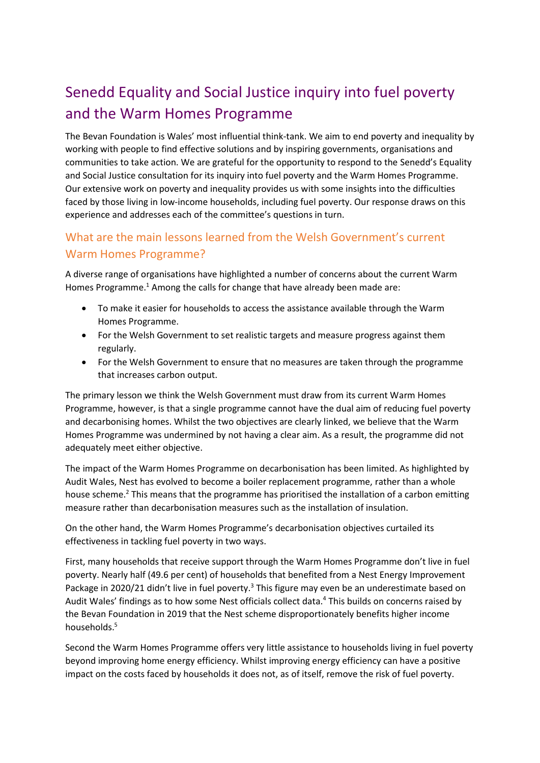# Senedd Equality and Social Justice inquiry into fuel poverty and the Warm Homes Programme

The Bevan Foundation is Wales' most influential think-tank. We aim to end poverty and inequality by working with people to find effective solutions and by inspiring governments, organisations and communities to take action. We are grateful for the opportunity to respond to the Senedd's Equality and Social Justice consultation for its inquiry into fuel poverty and the Warm Homes Programme. Our extensive work on poverty and inequality provides us with some insights into the difficulties faced by those living in low-income households, including fuel poverty. Our response draws on this experience and addresses each of the committee's questions in turn.

## What are the main lessons learned from the Welsh Government's current Warm Homes Programme?

A diverse range of organisations have highlighted a number of concerns about the current Warm Homes Programme.[1] Among the calls for change that have already been made are:

- To make it easier for households to access the assistance available through the Warm Homes Programme.
- For the Welsh Government to set realistic targets and measure progress against them regularly.
- For the Welsh Government to ensure that no measures are taken through the programme that increases carbon output.

The primary lesson we think the Welsh Government must draw from its current Warm Homes Programme, however, is that a single programme cannot have the dual aim of reducing fuel poverty and decarbonising homes. Whilst the two objectives are clearly linked, we believe that the Warm Homes Programme was undermined by not having a clear aim. As a result, the programme did not adequately meet either objective.

The impact of the Warm Homes Programme on decarbonisation has been limited. As highlighted by Audit Wales, Nest has evolved to become a boiler replacement programme, rather than a whole house scheme.[2] This means that the programme has prioritised the installation of a carbon emitting measure rather than decarbonisation measures such as the installation of insulation.

On the other hand, the Warm Homes Programme's decarbonisation objectives curtailed its effectiveness in tackling fuel poverty in two ways.

First, many households that receive support through the Warm Homes Programme don't live in fuel poverty. Nearly half (49.6 per cent) of households that benefited from a Nest Energy Improvement Package in 2020/21 didn't live in fuel poverty.[3] This figure may even be an underestimate based on Audit Wales' findings as to how some Nest officials collect data.[4] This builds on concerns raised by the Bevan Foundation in 2019 that the Nest scheme disproportionately benefits higher income households.[5]

Second the Warm Homes Programme offers very little assistance to households living in fuel poverty beyond improving home energy efficiency. Whilst improving energy efficiency can have a positive impact on the costs faced by households it does not, as of itself, remove the risk of fuel poverty.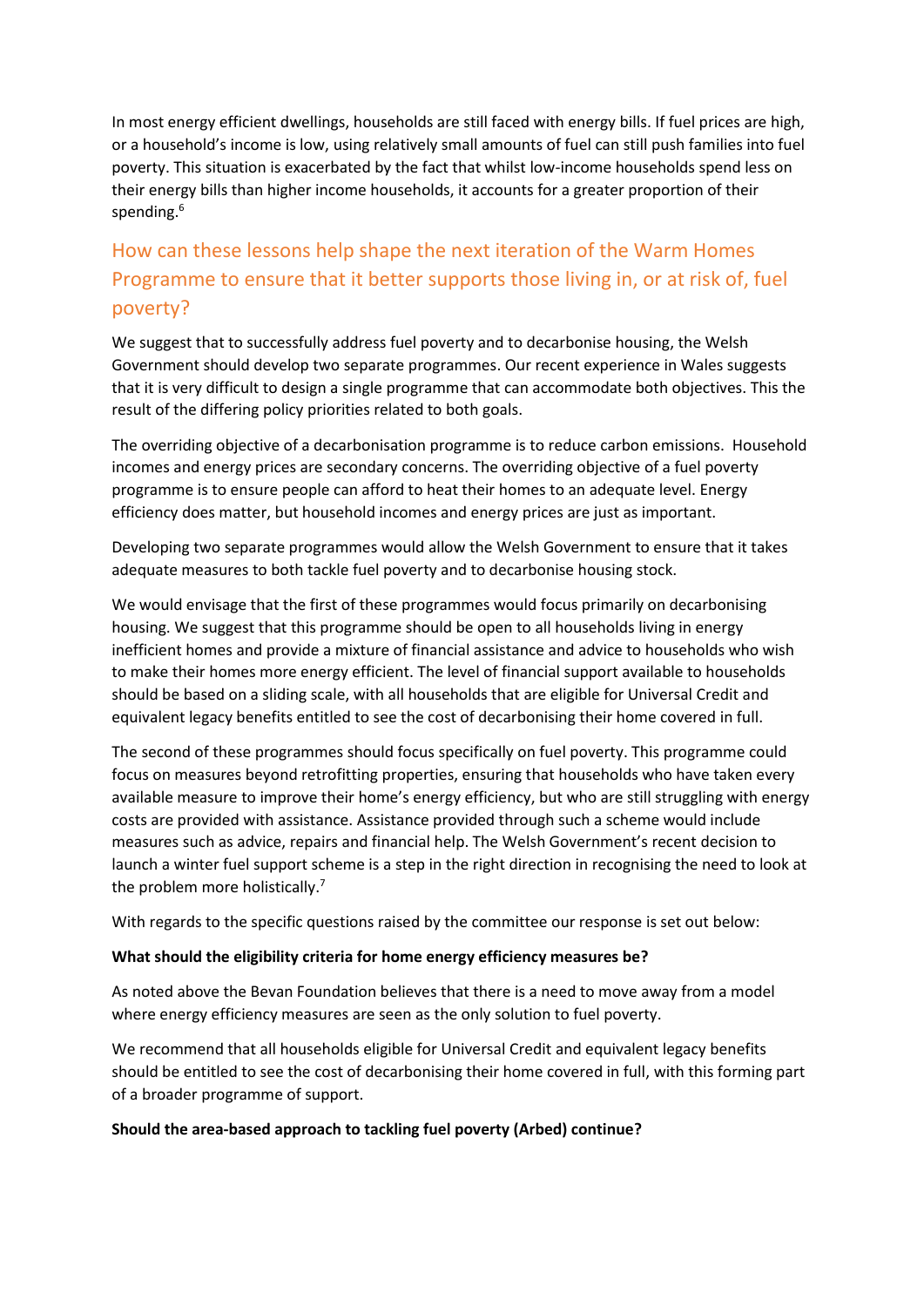In most energy efficient dwellings, households are still faced with energy bills. If fuel prices are high, or a household's income is low, using relatively small amounts of fuel can still push families into fuel poverty. This situation is exacerbated by the fact that whilst low-income households spend less on their energy bills than higher income households, it accounts for a greater proportion of their spending.[6]

## How can these lessons help shape the next iteration of the Warm Homes Programme to ensure that it better supports those living in, or at risk of, fuel poverty?

We suggest that to successfully address fuel poverty and to decarbonise housing, the Welsh Government should develop two separate programmes. Our recent experience in Wales suggests that it is very difficult to design a single programme that can accommodate both objectives. This the result of the differing policy priorities related to both goals.

The overriding objective of a decarbonisation programme is to reduce carbon emissions. Household incomes and energy prices are secondary concerns. The overriding objective of a fuel poverty programme is to ensure people can afford to heat their homes to an adequate level. Energy efficiency does matter, but household incomes and energy prices are just as important.

Developing two separate programmes would allow the Welsh Government to ensure that it takes adequate measures to both tackle fuel poverty and to decarbonise housing stock.

We would envisage that the first of these programmes would focus primarily on decarbonising housing. We suggest that this programme should be open to all households living in energy inefficient homes and provide a mixture of financial assistance and advice to households who wish to make their homes more energy efficient. The level of financial support available to households should be based on a sliding scale, with all households that are eligible for Universal Credit and equivalent legacy benefits entitled to see the cost of decarbonising their home covered in full.

The second of these programmes should focus specifically on fuel poverty. This programme could focus on measures beyond retrofitting properties, ensuring that households who have taken every available measure to improve their home's energy efficiency, but who are still struggling with energy costs are provided with assistance. Assistance provided through such a scheme would include measures such as advice, repairs and financial help. The Welsh Government's recent decision to launch a winter fuel support scheme is a step in the right direction in recognising the need to look at the problem more holistically.[7]

With regards to the specific questions raised by the committee our response is set out below:

**What should the eligibility criteria for home energy efficiency measures be?**

As noted above the Bevan Foundation believes that there is a need to move away from a model where energy efficiency measures are seen as the only solution to fuel poverty.

We recommend that all households eligible for Universal Credit and equivalent legacy benefits should be entitled to see the cost of decarbonising their home covered in full, with this forming part of a broader programme of support.

**Should the area-based approach to tackling fuel poverty (Arbed) continue?**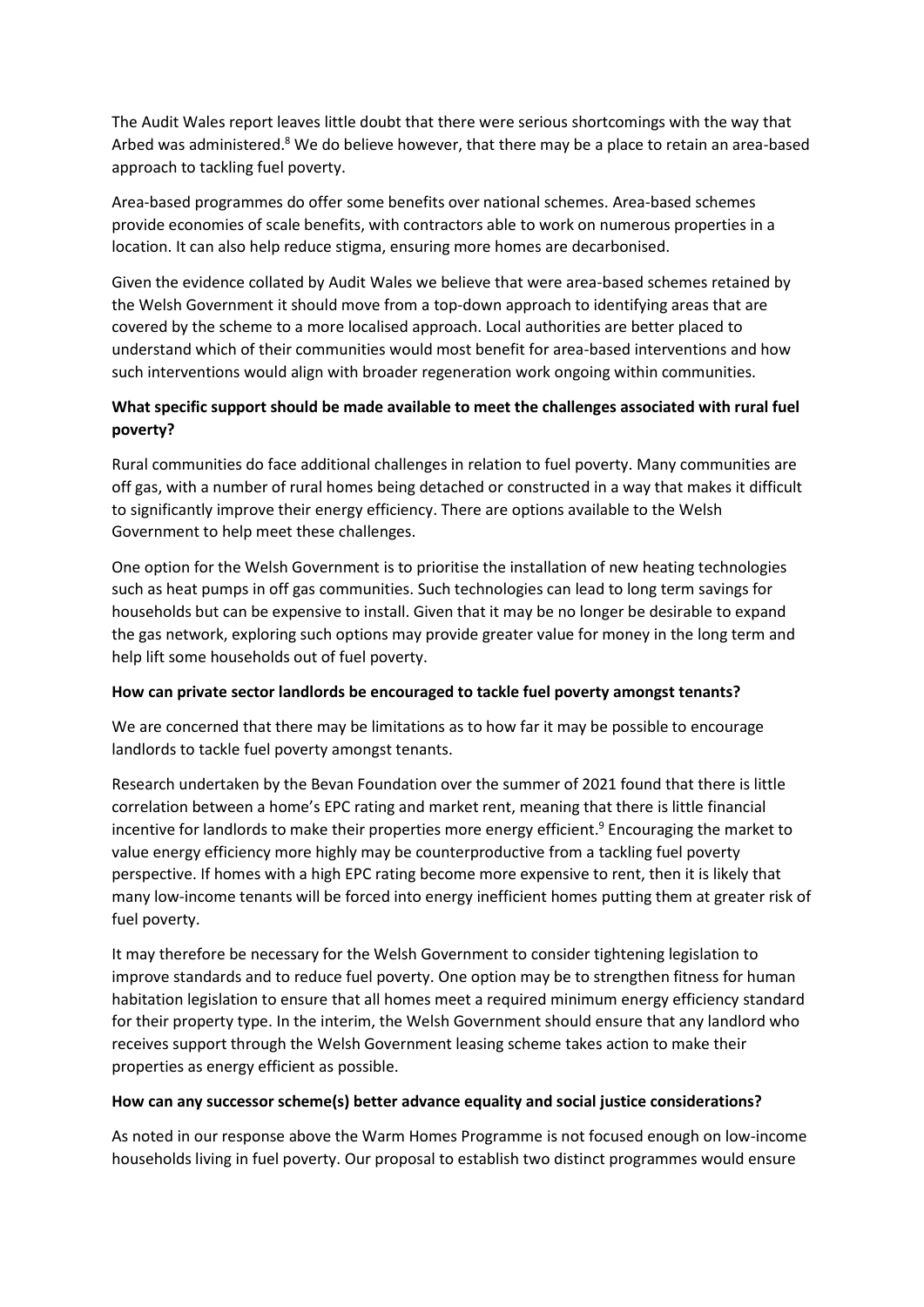The Audit Wales report leaves little doubt that there were serious shortcomings with the way that Arbed was administered.[8] We do believe however, that there may be a place to retain an area-based approach to tackling fuel poverty.

Area-based programmes do offer some benefits over national schemes. Area-based schemes provide economies of scale benefits, with contractors able to work on numerous properties in a location. It can also help reduce stigma, ensuring more homes are decarbonised.

Given the evidence collated by Audit Wales we believe that were area-based schemes retained by the Welsh Government it should move from a top-down approach to identifying areas that are covered by the scheme to a more localised approach. Local authorities are better placed to understand which of their communities would most benefit for area-based interventions and how such interventions would align with broader regeneration work ongoing within communities.

**What specific support should be made available to meet the challenges associated with rural fuel poverty?**

Rural communities do face additional challenges in relation to fuel poverty. Many communities are off gas, with a number of rural homes being detached or constructed in a way that makes it difficult to significantly improve their energy efficiency. There are options available to the Welsh Government to help meet these challenges.

One option for the Welsh Government is to prioritise the installation of new heating technologies such as heat pumps in off gas communities. Such technologies can lead to long term savings for households but can be expensive to install. Given that it may be no longer be desirable to expand the gas network, exploring such options may provide greater value for money in the long term and help lift some households out of fuel poverty.

**How can private sector landlords be encouraged to tackle fuel poverty amongst tenants?**

We are concerned that there may be limitations as to how far it may be possible to encourage landlords to tackle fuel poverty amongst tenants.

Research undertaken by the Bevan Foundation over the summer of 2021 found that there is little correlation between a home's EPC rating and market rent, meaning that there is little financial incentive for landlords to make their properties more energy efficient.[9] Encouraging the market to value energy efficiency more highly may be counterproductive from a tackling fuel poverty perspective. If homes with a high EPC rating become more expensive to rent, then it is likely that many low-income tenants will be forced into energy inefficient homes putting them at greater risk of fuel poverty.

It may therefore be necessary for the Welsh Government to consider tightening legislation to improve standards and to reduce fuel poverty. One option may be to strengthen fitness for human habitation legislation to ensure that all homes meet a required minimum energy efficiency standard for their property type. In the interim, the Welsh Government should ensure that any landlord who receives support through the Welsh Government leasing scheme takes action to make their properties as energy efficient as possible.

**How can any successor scheme(s) better advance equality and social justice considerations?**

As noted in our response above the Warm Homes Programme is not focused enough on low-income households living in fuel poverty. Our proposal to establish two distinct programmes would ensure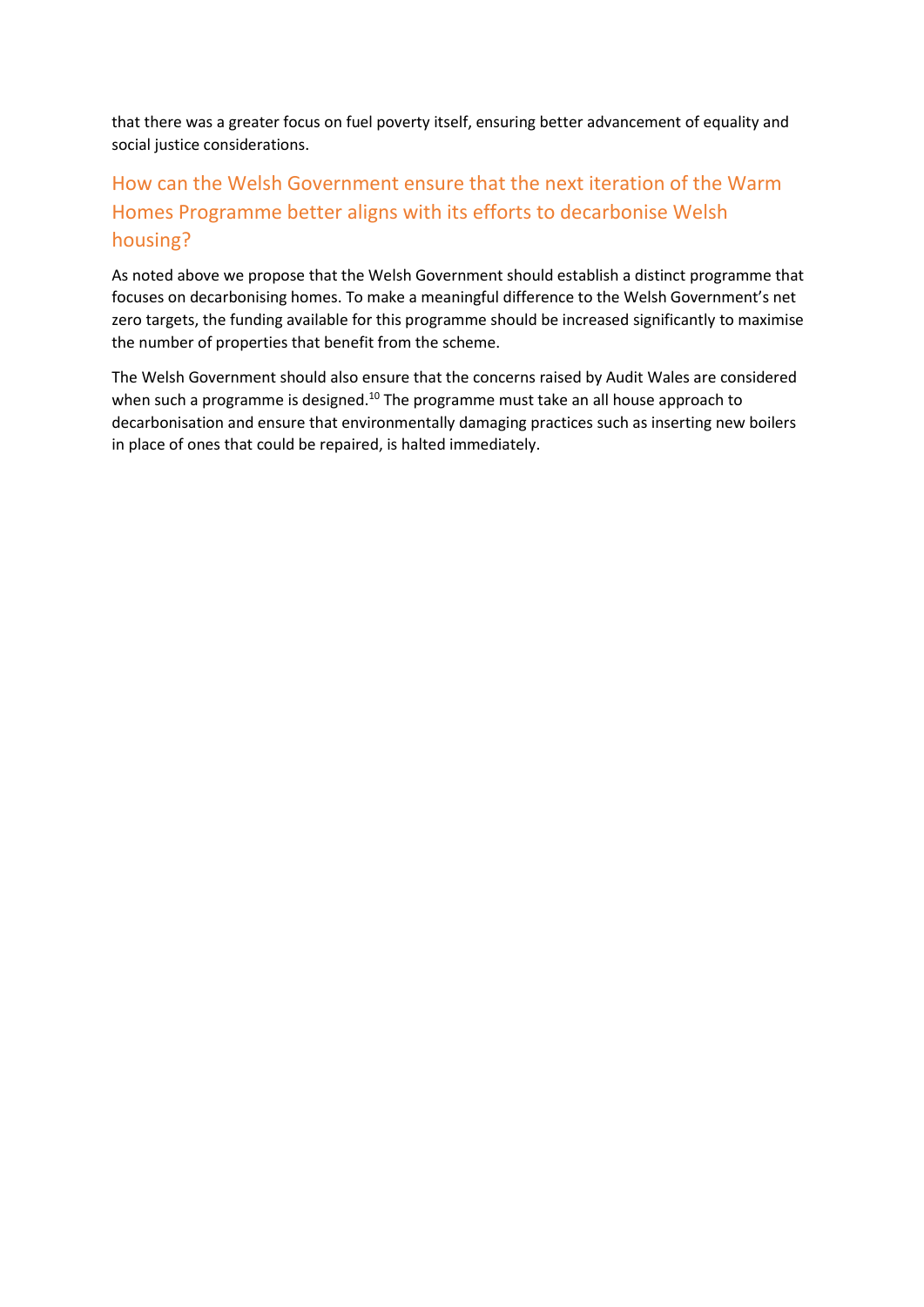that there was a greater focus on fuel poverty itself, ensuring better advancement of equality and social justice considerations.

## How can the Welsh Government ensure that the next iteration of the Warm Homes Programme better aligns with its efforts to decarbonise Welsh housing?

As noted above we propose that the Welsh Government should establish a distinct programme that focuses on decarbonising homes. To make a meaningful difference to the Welsh Government's net zero targets, the funding available for this programme should be increased significantly to maximise the number of properties that benefit from the scheme.

The Welsh Government should also ensure that the concerns raised by Audit Wales are considered when such a programme is designed.[10] The programme must take an all house approach to decarbonisation and ensure that environmentally damaging practices such as inserting new boilers in place of ones that could be repaired, is halted immediately.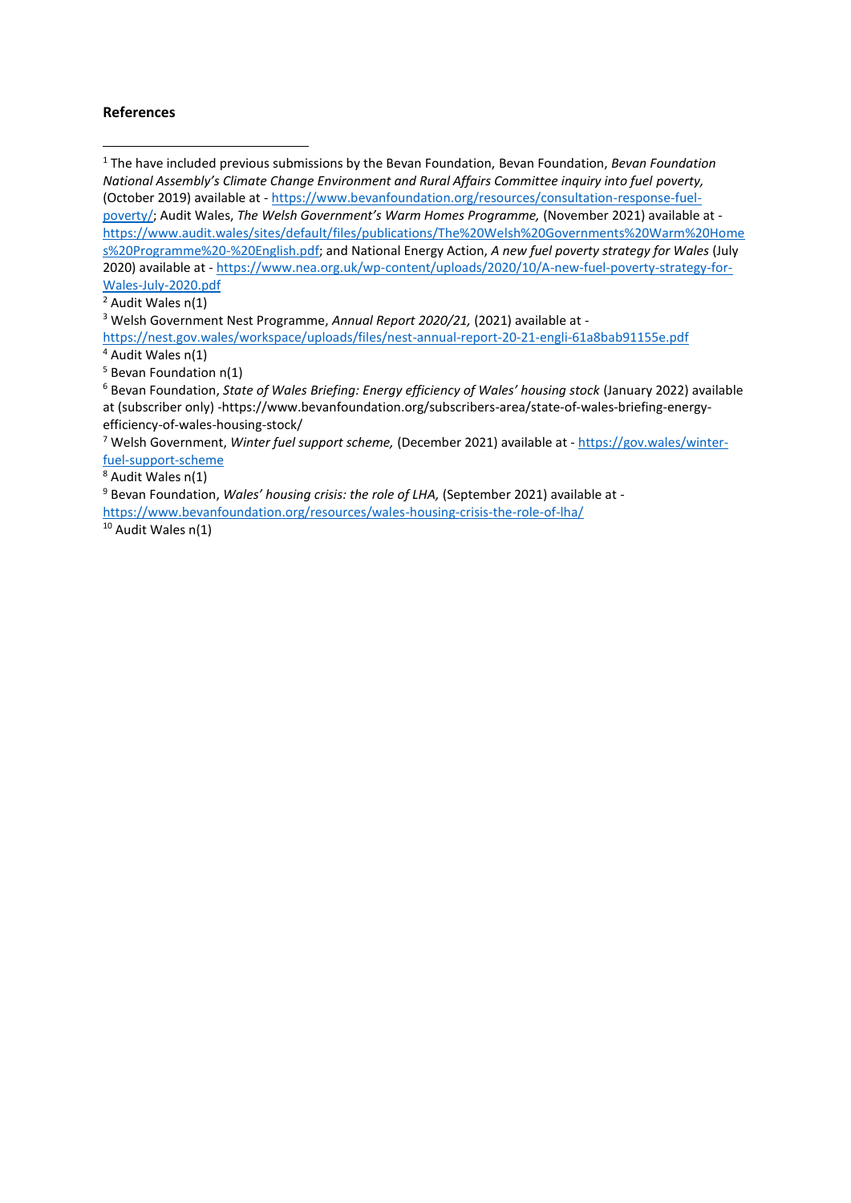**References**

---

[1] The have included previous submissions by the Bevan Foundation, Bevan Foundation, *Bevan Foundation National Assembly's Climate Change Environment and Rural Affairs Committee inquiry into fuel poverty,* (October 2019) available at - https://www.bevanfoundation.org/resources/consultation-response-fuel-poverty/; Audit Wales, *The Welsh Government's Warm Homes Programme,* (November 2021) available at - https://www.audit.wales/sites/default/files/publications/The%20Welsh%20Governments%20Warm%20Homes%20Programme%20-%20English.pdf; and National Energy Action, *A new fuel poverty strategy for Wales* (July 2020) available at - https://www.nea.org.uk/wp-content/uploads/2020/10/A-new-fuel-poverty-strategy-for-Wales-July-2020.pdf

[2] Audit Wales n(1)

[3] Welsh Government Nest Programme, *Annual Report 2020/21,* (2021) available at - https://nest.gov.wales/workspace/uploads/files/nest-annual-report-20-21-engli-61a8bab91155e.pdf

[4] Audit Wales n(1)

[5] Bevan Foundation n(1)

[6] Bevan Foundation, *State of Wales Briefing: Energy efficiency of Wales' housing stock* (January 2022) available at (subscriber only) -https://www.bevanfoundation.org/subscribers-area/state-of-wales-briefing-energy-efficiency-of-wales-housing-stock/

[7] Welsh Government, *Winter fuel support scheme,* (December 2021) available at - https://gov.wales/winter-fuel-support-scheme

[8] Audit Wales n(1)

[9] Bevan Foundation, *Wales' housing crisis: the role of LHA,* (September 2021) available at - https://www.bevanfoundation.org/resources/wales-housing-crisis-the-role-of-lha/

[10] Audit Wales n(1)